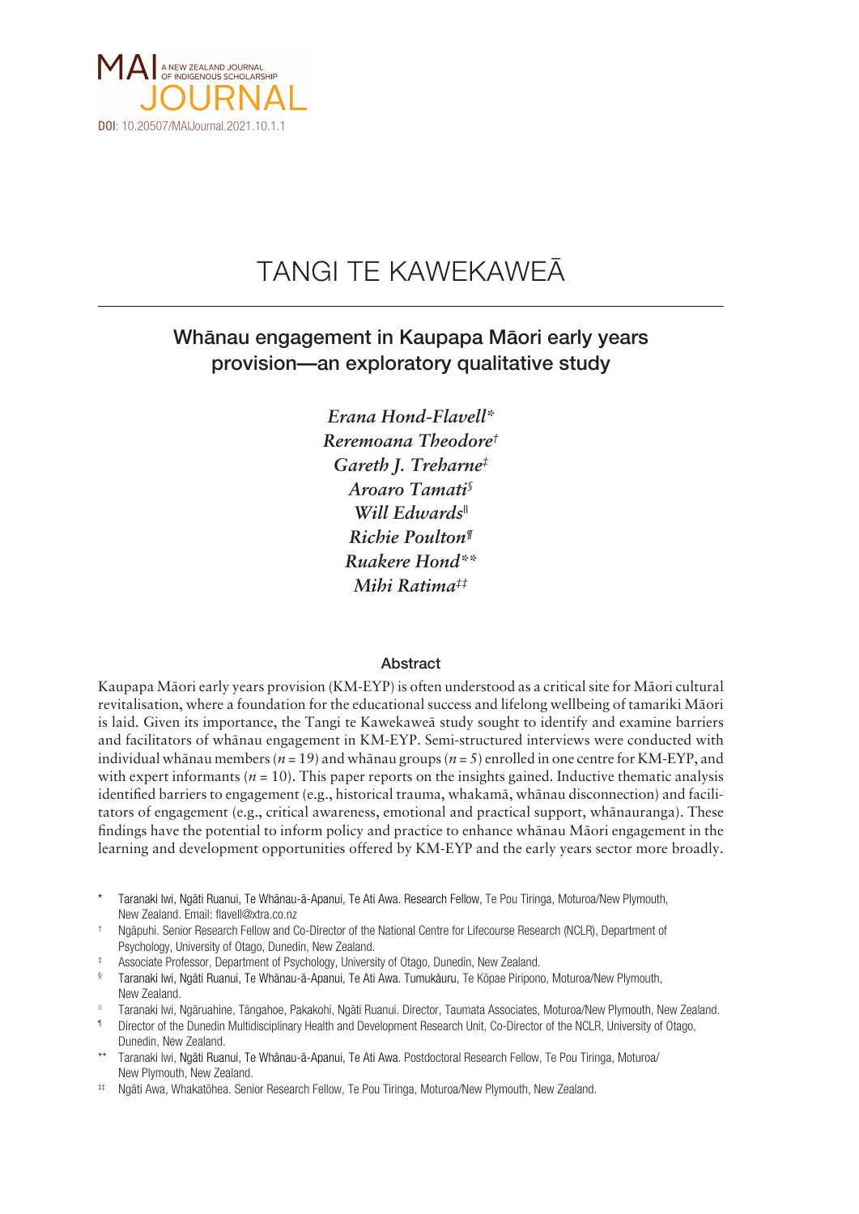MAI JOURNAL — A NEW ZEALAND JOURNAL OF INDIGENOUS SCHOLARSHIP

**DOI**: 10.20507/MAIJournal.2021.10.1.1

# TANGI TE KAWEKAWEĀ

## Whānau engagement in Kaupapa Māori early years provision—an exploratory qualitative study

*Erana Hond-Flavell\**
*Reremoana Theodore†*
*Gareth J. Treharne‡*
*Aroaro Tamati§*
*Will Edwards‖*
*Richie Poulton¶*
*Ruakere Hond\*\**
*Mihi Ratima‡‡*

### Abstract

Kaupapa Māori early years provision (KM-EYP) is often understood as a critical site for Māori cultural revitalisation, where a foundation for the educational success and lifelong wellbeing of tamariki Māori is laid. Given its importance, the Tangi te Kawekaweā study sought to identify and examine barriers and facilitators of whānau engagement in KM-EYP. Semi-structured interviews were conducted with individual whānau members ($n = 19$) and whānau groups ($n = 5$) enrolled in one centre for KM-EYP, and with expert informants ($n = 10$). This paper reports on the insights gained. Inductive thematic analysis identified barriers to engagement (e.g., historical trauma, whakamā, whānau disconnection) and facilitators of engagement (e.g., critical awareness, emotional and practical support, whānauranga). These findings have the potential to inform policy and practice to enhance whānau Māori engagement in the learning and development opportunities offered by KM-EYP and the early years sector more broadly.

\* Taranaki Iwi, Ngāti Ruanui, Te Whānau-ā-Apanui, Te Ati Awa. Research Fellow, Te Pou Tiringa, Moturoa/New Plymouth, New Zealand. Email: flavell@xtra.co.nz

† Ngāpuhi. Senior Research Fellow and Co-Director of the National Centre for Lifecourse Research (NCLR), Department of Psychology, University of Otago, Dunedin, New Zealand.

‡ Associate Professor, Department of Psychology, University of Otago, Dunedin, New Zealand.

§ Taranaki Iwi, Ngāti Ruanui, Te Whānau-ā-Apanui, Te Ati Awa. Tumukāuru, Te Kōpae Piripono, Moturoa/New Plymouth, New Zealand.

‖ Taranaki Iwi, Ngāruahine, Tāngahoe, Pakakohi, Ngāti Ruanui. Director, Taumata Associates, Moturoa/New Plymouth, New Zealand.

¶ Director of the Dunedin Multidisciplinary Health and Development Research Unit, Co-Director of the NCLR, University of Otago, Dunedin, New Zealand.

\*\* Taranaki Iwi, Ngāti Ruanui, Te Whānau-ā-Apanui, Te Ati Awa. Postdoctoral Research Fellow, Te Pou Tiringa, Moturoa/New Plymouth, New Zealand.

‡‡ Ngāti Awa, Whakatōhea. Senior Research Fellow, Te Pou Tiringa, Moturoa/New Plymouth, New Zealand.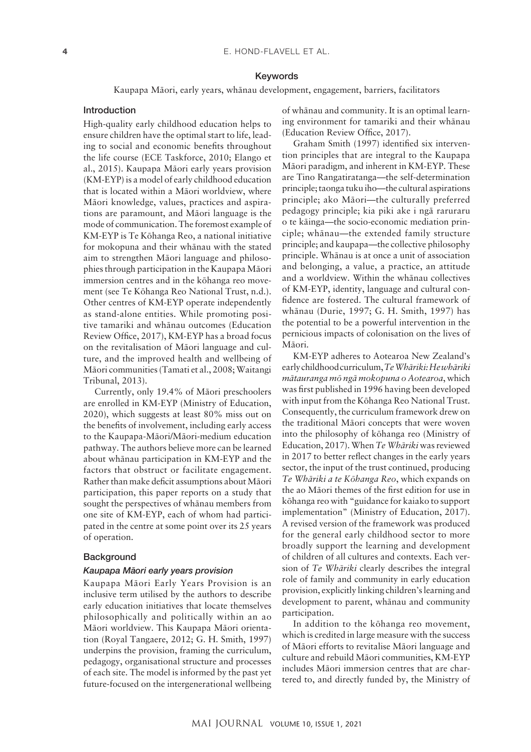## Keywords

Kaupapa Māori, early years, whānau development, engagement, barriers, facilitators

## Introduction

High-quality early childhood education helps to ensure children have the optimal start to life, leading to social and economic benefits throughout the life course (ECE Taskforce, 2010; Elango et al., 2015). Kaupapa Māori early years provision (KM-EYP) is a model of early childhood education that is located within a Māori worldview, where Māori knowledge, values, practices and aspirations are paramount, and Māori language is the mode of communication. The foremost example of KM-EYP is Te Kōhanga Reo, a national initiative for mokopuna and their whānau with the stated aim to strengthen Māori language and philosophies through participation in the Kaupapa Māori immersion centres and in the kōhanga reo movement (see Te Kōhanga Reo National Trust, n.d.). Other centres of KM-EYP operate independently as stand-alone entities. While promoting positive tamariki and whānau outcomes (Education Review Office, 2017), KM-EYP has a broad focus on the revitalisation of Māori language and culture, and the improved health and wellbeing of Māori communities (Tamati et al., 2008; Waitangi Tribunal, 2013).

Currently, only 19.4% of Māori preschoolers are enrolled in KM-EYP (Ministry of Education, 2020), which suggests at least 80% miss out on the benefits of involvement, including early access to the Kaupapa-Māori/Māori-medium education pathway. The authors believe more can be learned about whānau participation in KM-EYP and the factors that obstruct or facilitate engagement. Rather than make deficit assumptions about Māori participation, this paper reports on a study that sought the perspectives of whānau members from one site of KM-EYP, each of whom had participated in the centre at some point over its 25 years of operation.

## Background

### *Kaupapa Māori early years provision*

Kaupapa Māori Early Years Provision is an inclusive term utilised by the authors to describe early education initiatives that locate themselves philosophically and politically within an ao Māori worldview. This Kaupapa Māori orientation (Royal Tangaere, 2012; G. H. Smith, 1997) underpins the provision, framing the curriculum, pedagogy, organisational structure and processes of each site. The model is informed by the past yet future-focused on the intergenerational wellbeing of whānau and community. It is an optimal learning environment for tamariki and their whānau (Education Review Office, 2017).

Graham Smith (1997) identified six intervention principles that are integral to the Kaupapa Māori paradigm, and inherent in KM-EYP. These are Tino Rangatiratanga—the self-determination principle; taonga tuku iho—the cultural aspirations principle; ako Māori—the culturally preferred pedagogy principle; kia piki ake i ngā raruraru o te kāinga—the socio-economic mediation principle; whānau—the extended family structure principle; and kaupapa—the collective philosophy principle. Whānau is at once a unit of association and belonging, a value, a practice, an attitude and a worldview. Within the whānau collectives of KM-EYP, identity, language and cultural confidence are fostered. The cultural framework of whānau (Durie, 1997; G. H. Smith, 1997) has the potential to be a powerful intervention in the pernicious impacts of colonisation on the lives of Māori.

KM-EYP adheres to Aotearoa New Zealand's early childhood curriculum, *Te Whāriki: He whāriki mātauranga mō ngā mokopuna o Aotearoa*, which was first published in 1996 having been developed with input from the Kōhanga Reo National Trust. Consequently, the curriculum framework drew on the traditional Māori concepts that were woven into the philosophy of kōhanga reo (Ministry of Education, 2017). When *Te Whāriki* was reviewed in 2017 to better reflect changes in the early years sector, the input of the trust continued, producing *Te Whāriki a te Kōhanga Reo*, which expands on the ao Māori themes of the first edition for use in kōhanga reo with "guidance for kaiako to support implementation" (Ministry of Education, 2017). A revised version of the framework was produced for the general early childhood sector to more broadly support the learning and development of children of all cultures and contexts. Each version of *Te Whāriki* clearly describes the integral role of family and community in early education provision, explicitly linking children's learning and development to parent, whānau and community participation.

In addition to the kōhanga reo movement, which is credited in large measure with the success of Māori efforts to revitalise Māori language and culture and rebuild Māori communities, KM-EYP includes Māori immersion centres that are chartered to, and directly funded by, the Ministry of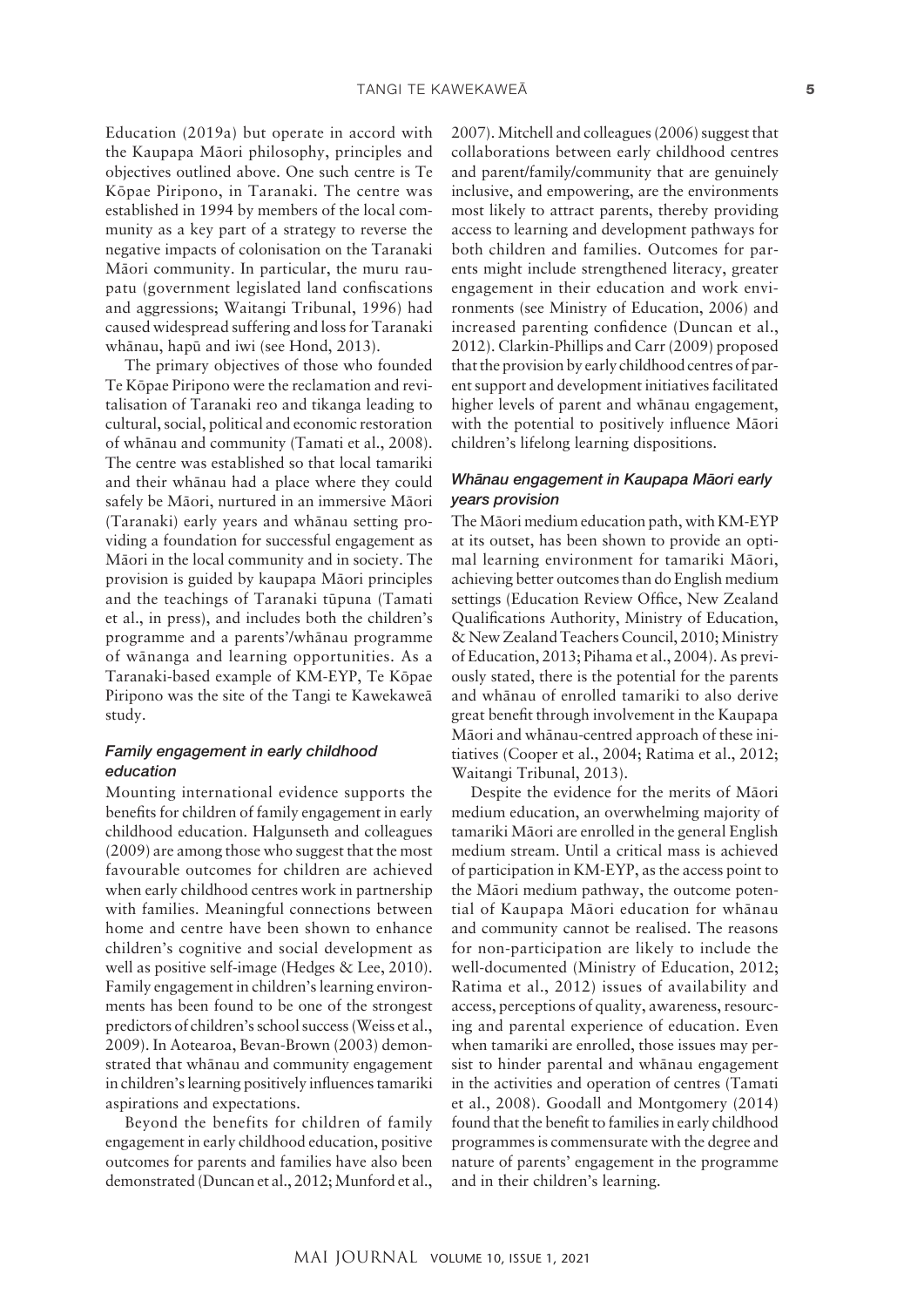Education (2019a) but operate in accord with the Kaupapa Māori philosophy, principles and objectives outlined above. One such centre is Te Kōpae Piripono, in Taranaki. The centre was established in 1994 by members of the local community as a key part of a strategy to reverse the negative impacts of colonisation on the Taranaki Māori community. In particular, the muru raupatu (government legislated land confiscations and aggressions; Waitangi Tribunal, 1996) had caused widespread suffering and loss for Taranaki whānau, hapū and iwi (see Hond, 2013).

The primary objectives of those who founded Te Kōpae Piripono were the reclamation and revitalisation of Taranaki reo and tikanga leading to cultural, social, political and economic restoration of whānau and community (Tamati et al., 2008). The centre was established so that local tamariki and their whānau had a place where they could safely be Māori, nurtured in an immersive Māori (Taranaki) early years and whānau setting providing a foundation for successful engagement as Māori in the local community and in society. The provision is guided by kaupapa Māori principles and the teachings of Taranaki tūpuna (Tamati et al., in press), and includes both the children's programme and a parents'/whānau programme of wānanga and learning opportunities. As a Taranaki-based example of KM-EYP, Te Kōpae Piripono was the site of the Tangi te Kawekaweā study.

### *Family engagement in early childhood education*

Mounting international evidence supports the benefits for children of family engagement in early childhood education. Halgunseth and colleagues (2009) are among those who suggest that the most favourable outcomes for children are achieved when early childhood centres work in partnership with families. Meaningful connections between home and centre have been shown to enhance children's cognitive and social development as well as positive self-image (Hedges & Lee, 2010). Family engagement in children's learning environments has been found to be one of the strongest predictors of children's school success (Weiss et al., 2009). In Aotearoa, Bevan-Brown (2003) demonstrated that whānau and community engagement in children's learning positively influences tamariki aspirations and expectations.

Beyond the benefits for children of family engagement in early childhood education, positive outcomes for parents and families have also been demonstrated (Duncan et al., 2012; Munford et al., 2007). Mitchell and colleagues (2006) suggest that collaborations between early childhood centres and parent/family/community that are genuinely inclusive, and empowering, are the environments most likely to attract parents, thereby providing access to learning and development pathways for both children and families. Outcomes for parents might include strengthened literacy, greater engagement in their education and work environments (see Ministry of Education, 2006) and increased parenting confidence (Duncan et al., 2012). Clarkin-Phillips and Carr (2009) proposed that the provision by early childhood centres of parent support and development initiatives facilitated higher levels of parent and whānau engagement, with the potential to positively influence Māori children's lifelong learning dispositions.

### *Whānau engagement in Kaupapa Māori early years provision*

The Māori medium education path, with KM-EYP at its outset, has been shown to provide an optimal learning environment for tamariki Māori, achieving better outcomes than do English medium settings (Education Review Office, New Zealand Qualifications Authority, Ministry of Education, & New Zealand Teachers Council, 2010; Ministry of Education, 2013; Pihama et al., 2004). As previously stated, there is the potential for the parents and whānau of enrolled tamariki to also derive great benefit through involvement in the Kaupapa Māori and whānau-centred approach of these initiatives (Cooper et al., 2004; Ratima et al., 2012; Waitangi Tribunal, 2013).

Despite the evidence for the merits of Māori medium education, an overwhelming majority of tamariki Māori are enrolled in the general English medium stream. Until a critical mass is achieved of participation in KM-EYP, as the access point to the Māori medium pathway, the outcome potential of Kaupapa Māori education for whānau and community cannot be realised. The reasons for non-participation are likely to include the well-documented (Ministry of Education, 2012; Ratima et al., 2012) issues of availability and access, perceptions of quality, awareness, resourcing and parental experience of education. Even when tamariki are enrolled, those issues may persist to hinder parental and whānau engagement in the activities and operation of centres (Tamati et al., 2008). Goodall and Montgomery (2014) found that the benefit to families in early childhood programmes is commensurate with the degree and nature of parents' engagement in the programme and in their children's learning.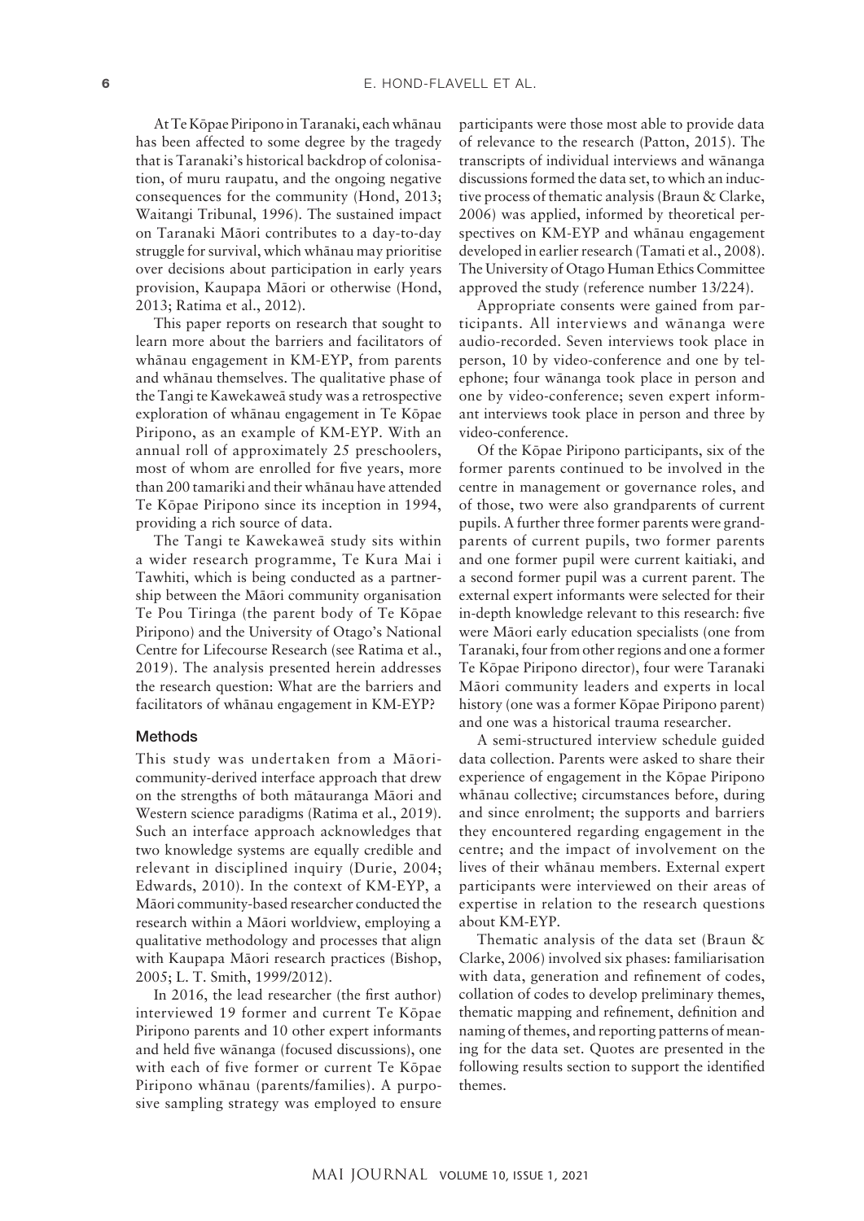At Te Kōpae Piripono in Taranaki, each whānau has been affected to some degree by the tragedy that is Taranaki's historical backdrop of colonisation, of muru raupatu, and the ongoing negative consequences for the community (Hond, 2013; Waitangi Tribunal, 1996). The sustained impact on Taranaki Māori contributes to a day-to-day struggle for survival, which whānau may prioritise over decisions about participation in early years provision, Kaupapa Māori or otherwise (Hond, 2013; Ratima et al., 2012).

This paper reports on research that sought to learn more about the barriers and facilitators of whānau engagement in KM-EYP, from parents and whānau themselves. The qualitative phase of the Tangi te Kawekaweā study was a retrospective exploration of whānau engagement in Te Kōpae Piripono, as an example of KM-EYP. With an annual roll of approximately 25 preschoolers, most of whom are enrolled for five years, more than 200 tamariki and their whānau have attended Te Kōpae Piripono since its inception in 1994, providing a rich source of data.

The Tangi te Kawekaweā study sits within a wider research programme, Te Kura Mai i Tawhiti, which is being conducted as a partnership between the Māori community organisation Te Pou Tiringa (the parent body of Te Kōpae Piripono) and the University of Otago's National Centre for Lifecourse Research (see Ratima et al., 2019). The analysis presented herein addresses the research question: What are the barriers and facilitators of whānau engagement in KM-EYP?

## Methods

This study was undertaken from a Māori-community-derived interface approach that drew on the strengths of both mātauranga Māori and Western science paradigms (Ratima et al., 2019). Such an interface approach acknowledges that two knowledge systems are equally credible and relevant in disciplined inquiry (Durie, 2004; Edwards, 2010). In the context of KM-EYP, a Māori community-based researcher conducted the research within a Māori worldview, employing a qualitative methodology and processes that align with Kaupapa Māori research practices (Bishop, 2005; L. T. Smith, 1999/2012).

In 2016, the lead researcher (the first author) interviewed 19 former and current Te Kōpae Piripono parents and 10 other expert informants and held five wānanga (focused discussions), one with each of five former or current Te Kōpae Piripono whānau (parents/families). A purposive sampling strategy was employed to ensure participants were those most able to provide data of relevance to the research (Patton, 2015). The transcripts of individual interviews and wānanga discussions formed the data set, to which an inductive process of thematic analysis (Braun & Clarke, 2006) was applied, informed by theoretical perspectives on KM-EYP and whānau engagement developed in earlier research (Tamati et al., 2008). The University of Otago Human Ethics Committee approved the study (reference number 13/224).

Appropriate consents were gained from participants. All interviews and wānanga were audio-recorded. Seven interviews took place in person, 10 by video-conference and one by telephone; four wānanga took place in person and one by video-conference; seven expert informant interviews took place in person and three by video-conference.

Of the Kōpae Piripono participants, six of the former parents continued to be involved in the centre in management or governance roles, and of those, two were also grandparents of current pupils. A further three former parents were grandparents of current pupils, two former parents and one former pupil were current kaitiaki, and a second former pupil was a current parent. The external expert informants were selected for their in-depth knowledge relevant to this research: five were Māori early education specialists (one from Taranaki, four from other regions and one a former Te Kōpae Piripono director), four were Taranaki Māori community leaders and experts in local history (one was a former Kōpae Piripono parent) and one was a historical trauma researcher.

A semi-structured interview schedule guided data collection. Parents were asked to share their experience of engagement in the Kōpae Piripono whānau collective; circumstances before, during and since enrolment; the supports and barriers they encountered regarding engagement in the centre; and the impact of involvement on the lives of their whānau members. External expert participants were interviewed on their areas of expertise in relation to the research questions about KM-EYP.

Thematic analysis of the data set (Braun & Clarke, 2006) involved six phases: familiarisation with data, generation and refinement of codes, collation of codes to develop preliminary themes, thematic mapping and refinement, definition and naming of themes, and reporting patterns of meaning for the data set. Quotes are presented in the following results section to support the identified themes.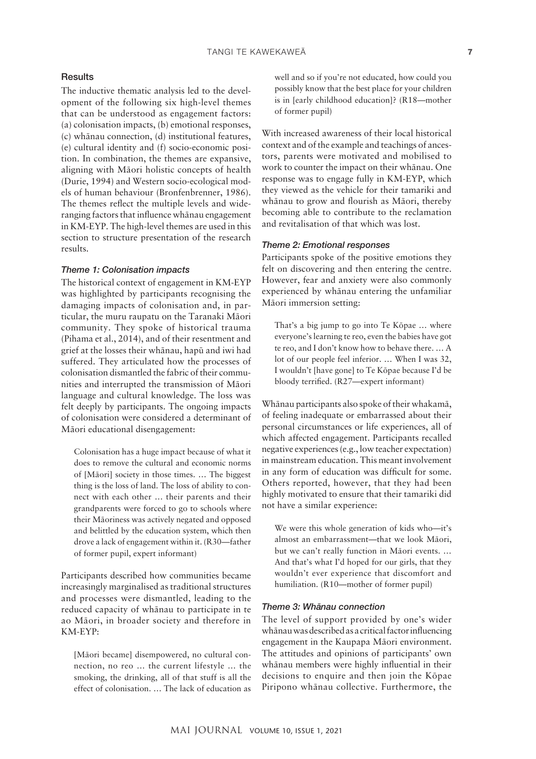### Results

The inductive thematic analysis led to the development of the following six high-level themes that can be understood as engagement factors: (a) colonisation impacts, (b) emotional responses, (c) whānau connection, (d) institutional features, (e) cultural identity and (f) socio-economic position. In combination, the themes are expansive, aligning with Māori holistic concepts of health (Durie, 1994) and Western socio-ecological models of human behaviour (Bronfenbrenner, 1986). The themes reflect the multiple levels and wide-ranging factors that influence whānau engagement in KM-EYP. The high-level themes are used in this section to structure presentation of the research results.

#### *Theme 1: Colonisation impacts*

The historical context of engagement in KM-EYP was highlighted by participants recognising the damaging impacts of colonisation and, in particular, the muru raupatu on the Taranaki Māori community. They spoke of historical trauma (Pihama et al., 2014), and of their resentment and grief at the losses their whānau, hapū and iwi had suffered. They articulated how the processes of colonisation dismantled the fabric of their communities and interrupted the transmission of Māori language and cultural knowledge. The loss was felt deeply by participants. The ongoing impacts of colonisation were considered a determinant of Māori educational disengagement:

> Colonisation has a huge impact because of what it does to remove the cultural and economic norms of [Māori] society in those times. … The biggest thing is the loss of land. The loss of ability to connect with each other … their parents and their grandparents were forced to go to schools where their Māoriness was actively negated and opposed and belittled by the education system, which then drove a lack of engagement within it. (R30—father of former pupil, expert informant)

Participants described how communities became increasingly marginalised as traditional structures and processes were dismantled, leading to the reduced capacity of whānau to participate in te ao Māori, in broader society and therefore in KM-EYP:

> [Māori became] disempowered, no cultural connection, no reo … the current lifestyle … the smoking, the drinking, all of that stuff is all the effect of colonisation. … The lack of education as well and so if you're not educated, how could you possibly know that the best place for your children is in [early childhood education]? (R18—mother of former pupil)

With increased awareness of their local historical context and of the example and teachings of ancestors, parents were motivated and mobilised to work to counter the impact on their whānau. One response was to engage fully in KM-EYP, which they viewed as the vehicle for their tamariki and whānau to grow and flourish as Māori, thereby becoming able to contribute to the reclamation and revitalisation of that which was lost.

#### *Theme 2: Emotional responses*

Participants spoke of the positive emotions they felt on discovering and then entering the centre. However, fear and anxiety were also commonly experienced by whānau entering the unfamiliar Māori immersion setting:

> That's a big jump to go into Te Kōpae … where everyone's learning te reo, even the babies have got te reo, and I don't know how to behave there. … A lot of our people feel inferior. … When I was 32, I wouldn't [have gone] to Te Kōpae because I'd be bloody terrified. (R27—expert informant)

Whānau participants also spoke of their whakamā, of feeling inadequate or embarrassed about their personal circumstances or life experiences, all of which affected engagement. Participants recalled negative experiences (e.g., low teacher expectation) in mainstream education. This meant involvement in any form of education was difficult for some. Others reported, however, that they had been highly motivated to ensure that their tamariki did not have a similar experience:

> We were this whole generation of kids who—it's almost an embarrassment—that we look Māori, but we can't really function in Māori events. … And that's what I'd hoped for our girls, that they wouldn't ever experience that discomfort and humiliation. (R10—mother of former pupil)

#### *Theme 3: Whānau connection*

The level of support provided by one's wider whānau was described as a critical factor influencing engagement in the Kaupapa Māori environment. The attitudes and opinions of participants' own whānau members were highly influential in their decisions to enquire and then join the Kōpae Piripono whānau collective. Furthermore, the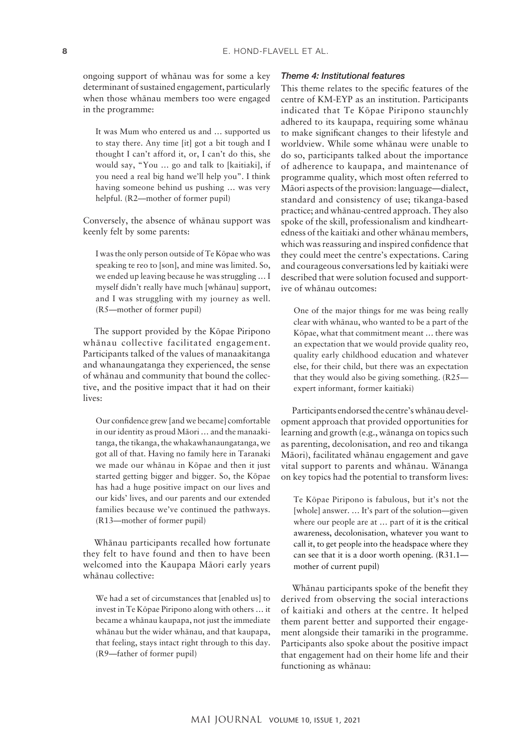ongoing support of whānau was for some a key determinant of sustained engagement, particularly when those whānau members too were engaged in the programme:

> It was Mum who entered us and … supported us to stay there. Any time [it] got a bit tough and I thought I can't afford it, or, I can't do this, she would say, "You … go and talk to [kaitiaki], if you need a real big hand we'll help you". I think having someone behind us pushing … was very helpful. (R2—mother of former pupil)

Conversely, the absence of whānau support was keenly felt by some parents:

> I was the only person outside of Te Kōpae who was speaking te reo to [son], and mine was limited. So, we ended up leaving because he was struggling … I myself didn't really have much [whānau] support, and I was struggling with my journey as well. (R5—mother of former pupil)

The support provided by the Kōpae Piripono whānau collective facilitated engagement. Participants talked of the values of manaakitanga and whanaungatanga they experienced, the sense of whānau and community that bound the collective, and the positive impact that it had on their lives:

> Our confidence grew [and we became] comfortable in our identity as proud Māori … and the manaakitanga, the tikanga, the whakawhanaungatanga, we got all of that. Having no family here in Taranaki we made our whānau in Kōpae and then it just started getting bigger and bigger. So, the Kōpae has had a huge positive impact on our lives and our kids' lives, and our parents and our extended families because we've continued the pathways. (R13—mother of former pupil)

Whānau participants recalled how fortunate they felt to have found and then to have been welcomed into the Kaupapa Māori early years whānau collective:

> We had a set of circumstances that [enabled us] to invest in Te Kōpae Piripono along with others … it became a whānau kaupapa, not just the immediate whānau but the wider whānau, and that kaupapa, that feeling, stays intact right through to this day. (R9—father of former pupil)

### *Theme 4: Institutional features*

This theme relates to the specific features of the centre of KM-EYP as an institution. Participants indicated that Te Kōpae Piripono staunchly adhered to its kaupapa, requiring some whānau to make significant changes to their lifestyle and worldview. While some whānau were unable to do so, participants talked about the importance of adherence to kaupapa, and maintenance of programme quality, which most often referred to Māori aspects of the provision: language—dialect, standard and consistency of use; tikanga-based practice; and whānau-centred approach. They also spoke of the skill, professionalism and kindheartedness of the kaitiaki and other whānau members, which was reassuring and inspired confidence that they could meet the centre's expectations. Caring and courageous conversations led by kaitiaki were described that were solution focused and supportive of whānau outcomes:

> One of the major things for me was being really clear with whānau, who wanted to be a part of the Kōpae, what that commitment meant … there was an expectation that we would provide quality reo, quality early childhood education and whatever else, for their child, but there was an expectation that they would also be giving something. (R25—expert informant, former kaitiaki)

Participants endorsed the centre's whānau development approach that provided opportunities for learning and growth (e.g., wānanga on topics such as parenting, decolonisation, and reo and tikanga Māori), facilitated whānau engagement and gave vital support to parents and whānau. Wānanga on key topics had the potential to transform lives:

> Te Kōpae Piripono is fabulous, but it's not the [whole] answer. … It's part of the solution—given where our people are at … part of it is the critical awareness, decolonisation, whatever you want to call it, to get people into the headspace where they can see that it is a door worth opening. (R31.1—mother of current pupil)

Whānau participants spoke of the benefit they derived from observing the social interactions of kaitiaki and others at the centre. It helped them parent better and supported their engagement alongside their tamariki in the programme. Participants also spoke about the positive impact that engagement had on their home life and their functioning as whānau: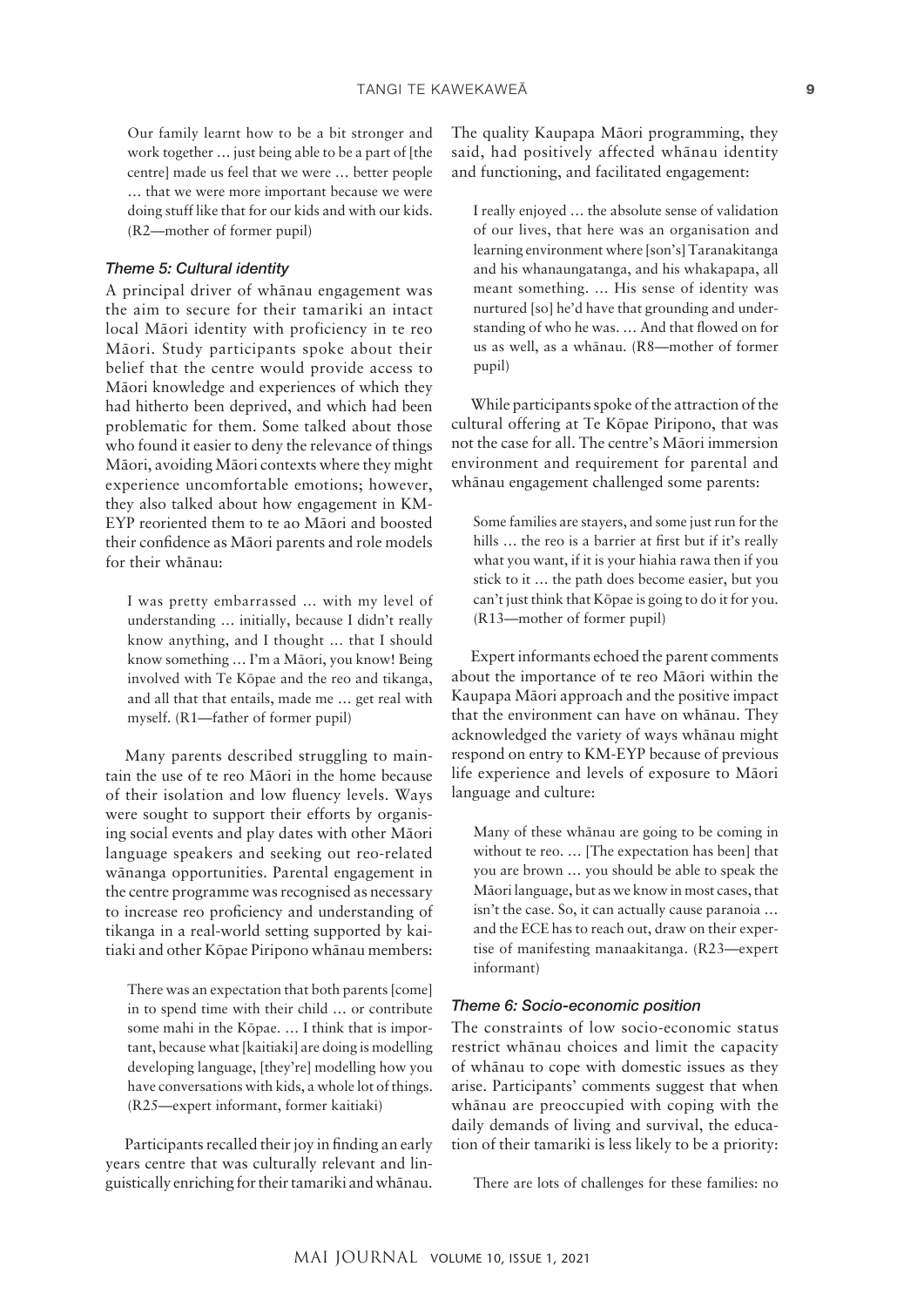> Our family learnt how to be a bit stronger and work together … just being able to be a part of [the centre] made us feel that we were … better people … that we were more important because we were doing stuff like that for our kids and with our kids. (R2—mother of former pupil)

### *Theme 5: Cultural identity*

A principal driver of whānau engagement was the aim to secure for their tamariki an intact local Māori identity with proficiency in te reo Māori. Study participants spoke about their belief that the centre would provide access to Māori knowledge and experiences of which they had hitherto been deprived, and which had been problematic for them. Some talked about those who found it easier to deny the relevance of things Māori, avoiding Māori contexts where they might experience uncomfortable emotions; however, they also talked about how engagement in KM-EYP reoriented them to te ao Māori and boosted their confidence as Māori parents and role models for their whānau:

> I was pretty embarrassed … with my level of understanding … initially, because I didn't really know anything, and I thought … that I should know something … I'm a Māori, you know! Being involved with Te Kōpae and the reo and tikanga, and all that that entails, made me … get real with myself. (R1—father of former pupil)

Many parents described struggling to maintain the use of te reo Māori in the home because of their isolation and low fluency levels. Ways were sought to support their efforts by organising social events and play dates with other Māori language speakers and seeking out reo-related wānanga opportunities. Parental engagement in the centre programme was recognised as necessary to increase reo proficiency and understanding of tikanga in a real-world setting supported by kaitiaki and other Kōpae Piripono whānau members:

> There was an expectation that both parents [come] in to spend time with their child … or contribute some mahi in the Kōpae. … I think that is important, because what [kaitiaki] are doing is modelling developing language, [they're] modelling how you have conversations with kids, a whole lot of things. (R25—expert informant, former kaitiaki)

Participants recalled their joy in finding an early years centre that was culturally relevant and linguistically enriching for their tamariki and whānau. The quality Kaupapa Māori programming, they said, had positively affected whānau identity and functioning, and facilitated engagement:

> I really enjoyed … the absolute sense of validation of our lives, that here was an organisation and learning environment where [son's] Taranakitanga and his whanaungatanga, and his whakapapa, all meant something. … His sense of identity was nurtured [so] he'd have that grounding and understanding of who he was. … And that flowed on for us as well, as a whānau. (R8—mother of former pupil)

While participants spoke of the attraction of the cultural offering at Te Kōpae Piripono, that was not the case for all. The centre's Māori immersion environment and requirement for parental and whānau engagement challenged some parents:

> Some families are stayers, and some just run for the hills … the reo is a barrier at first but if it's really what you want, if it is your hiahia rawa then if you stick to it … the path does become easier, but you can't just think that Kōpae is going to do it for you. (R13—mother of former pupil)

Expert informants echoed the parent comments about the importance of te reo Māori within the Kaupapa Māori approach and the positive impact that the environment can have on whānau. They acknowledged the variety of ways whānau might respond on entry to KM-EYP because of previous life experience and levels of exposure to Māori language and culture:

> Many of these whānau are going to be coming in without te reo. … [The expectation has been] that you are brown … you should be able to speak the Māori language, but as we know in most cases, that isn't the case. So, it can actually cause paranoia … and the ECE has to reach out, draw on their expertise of manifesting manaakitanga. (R23—expert informant)

### *Theme 6: Socio-economic position*

The constraints of low socio-economic status restrict whānau choices and limit the capacity of whānau to cope with domestic issues as they arise. Participants' comments suggest that when whānau are preoccupied with coping with the daily demands of living and survival, the education of their tamariki is less likely to be a priority:

> There are lots of challenges for these families: no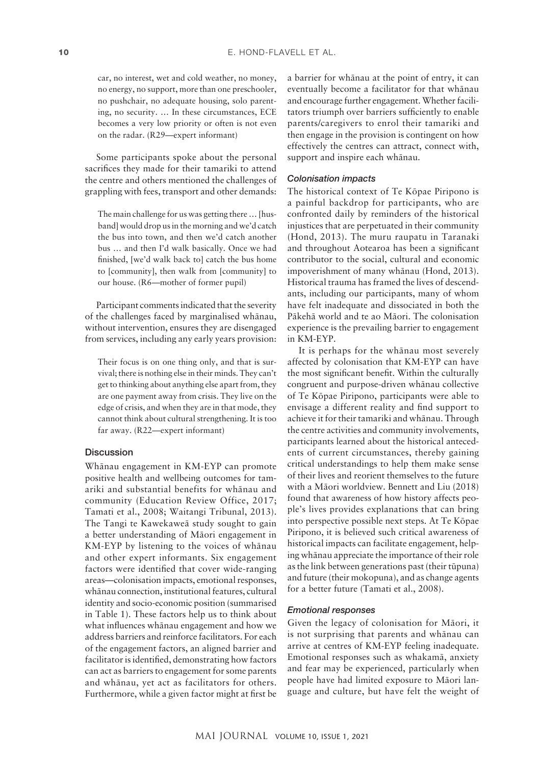car, no interest, wet and cold weather, no money, no energy, no support, more than one preschooler, no pushchair, no adequate housing, solo parenting, no security. … In these circumstances, ECE becomes a very low priority or often is not even on the radar. (R29—expert informant)

Some participants spoke about the personal sacrifices they made for their tamariki to attend the centre and others mentioned the challenges of grappling with fees, transport and other demands:

> The main challenge for us was getting there … [husband] would drop us in the morning and we'd catch the bus into town, and then we'd catch another bus … and then I'd walk basically. Once we had finished, [we'd walk back to] catch the bus home to [community], then walk from [community] to our house. (R6—mother of former pupil)

Participant comments indicated that the severity of the challenges faced by marginalised whānau, without intervention, ensures they are disengaged from services, including any early years provision:

> Their focus is on one thing only, and that is survival; there is nothing else in their minds. They can't get to thinking about anything else apart from, they are one payment away from crisis. They live on the edge of crisis, and when they are in that mode, they cannot think about cultural strengthening. It is too far away. (R22—expert informant)

## Discussion

Whānau engagement in KM-EYP can promote positive health and wellbeing outcomes for tamariki and substantial benefits for whānau and community (Education Review Office, 2017; Tamati et al., 2008; Waitangi Tribunal, 2013). The Tangi te Kawekaweā study sought to gain a better understanding of Māori engagement in KM-EYP by listening to the voices of whānau and other expert informants. Six engagement factors were identified that cover wide-ranging areas—colonisation impacts, emotional responses, whānau connection, institutional features, cultural identity and socio-economic position (summarised in Table 1). These factors help us to think about what influences whānau engagement and how we address barriers and reinforce facilitators. For each of the engagement factors, an aligned barrier and facilitator is identified, demonstrating how factors can act as barriers to engagement for some parents and whānau, yet act as facilitators for others. Furthermore, while a given factor might at first be a barrier for whānau at the point of entry, it can eventually become a facilitator for that whānau and encourage further engagement. Whether facilitators triumph over barriers sufficiently to enable parents/caregivers to enrol their tamariki and then engage in the provision is contingent on how effectively the centres can attract, connect with, support and inspire each whānau.

### *Colonisation impacts*

The historical context of Te Kōpae Piripono is a painful backdrop for participants, who are confronted daily by reminders of the historical injustices that are perpetuated in their community (Hond, 2013). The muru raupatu in Taranaki and throughout Aotearoa has been a significant contributor to the social, cultural and economic impoverishment of many whānau (Hond, 2013). Historical trauma has framed the lives of descendants, including our participants, many of whom have felt inadequate and dissociated in both the Pākehā world and te ao Māori. The colonisation experience is the prevailing barrier to engagement in KM-EYP.

It is perhaps for the whānau most severely affected by colonisation that KM-EYP can have the most significant benefit. Within the culturally congruent and purpose-driven whānau collective of Te Kōpae Piripono, participants were able to envisage a different reality and find support to achieve it for their tamariki and whānau. Through the centre activities and community involvements, participants learned about the historical antecedents of current circumstances, thereby gaining critical understandings to help them make sense of their lives and reorient themselves to the future with a Māori worldview. Bennett and Liu (2018) found that awareness of how history affects people's lives provides explanations that can bring into perspective possible next steps. At Te Kōpae Piripono, it is believed such critical awareness of historical impacts can facilitate engagement, helping whānau appreciate the importance of their role as the link between generations past (their tūpuna) and future (their mokopuna), and as change agents for a better future (Tamati et al., 2008).

### *Emotional responses*

Given the legacy of colonisation for Māori, it is not surprising that parents and whānau can arrive at centres of KM-EYP feeling inadequate. Emotional responses such as whakamā, anxiety and fear may be experienced, particularly when people have had limited exposure to Māori language and culture, but have felt the weight of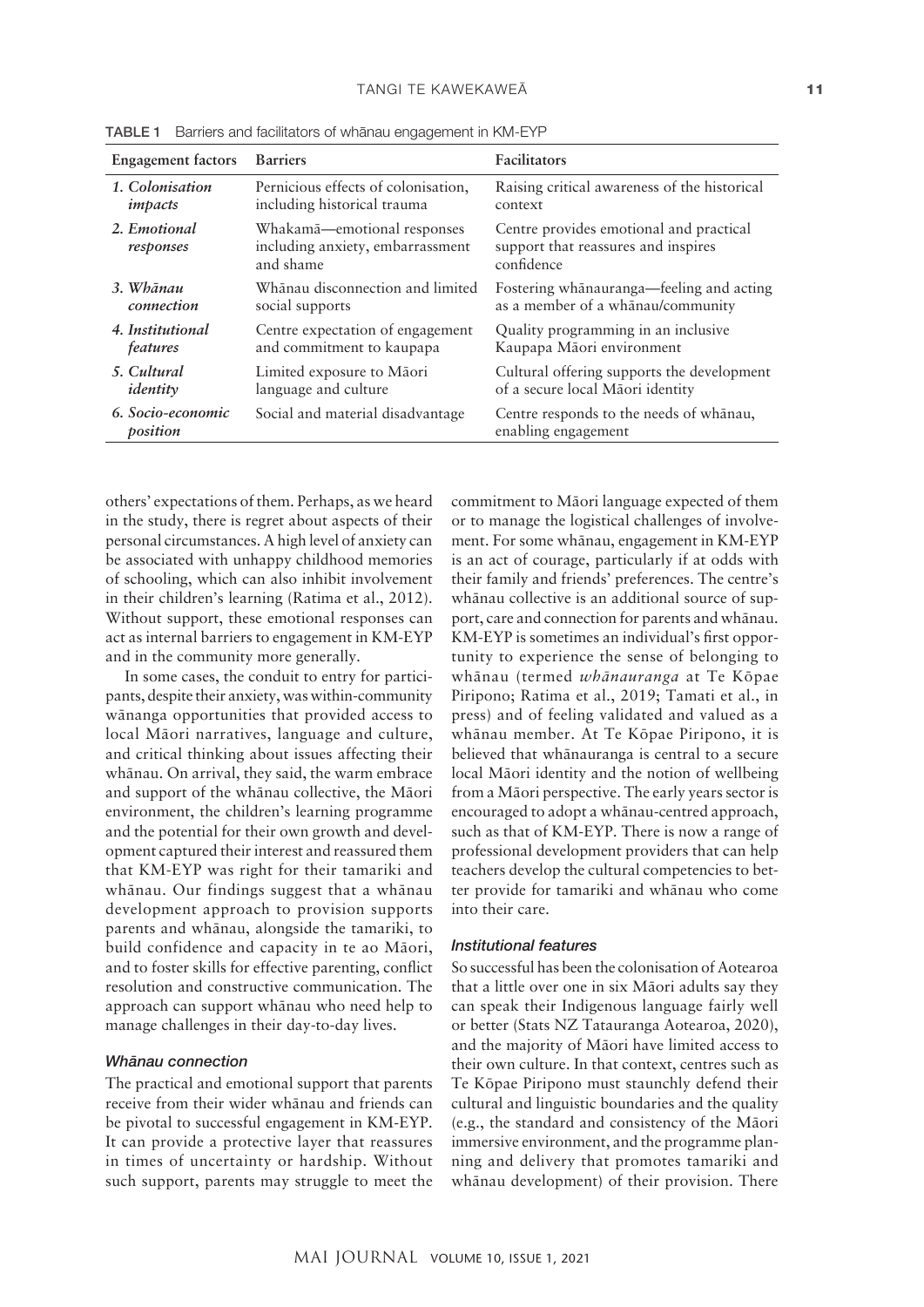**TABLE 1** Barriers and facilitators of whānau engagement in KM-EYP

| Engagement factors | Barriers | Facilitators |
|---|---|---|
| *1. Colonisation impacts* | Pernicious effects of colonisation, including historical trauma | Raising critical awareness of the historical context |
| *2. Emotional responses* | Whakamā—emotional responses including anxiety, embarrassment and shame | Centre provides emotional and practical support that reassures and inspires confidence |
| *3. Whānau connection* | Whānau disconnection and limited social supports | Fostering whānauranga—feeling and acting as a member of a whānau/community |
| *4. Institutional features* | Centre expectation of engagement and commitment to kaupapa | Quality programming in an inclusive Kaupapa Māori environment |
| *5. Cultural identity* | Limited exposure to Māori language and culture | Cultural offering supports the development of a secure local Māori identity |
| *6. Socio-economic position* | Social and material disadvantage | Centre responds to the needs of whānau, enabling engagement |

others' expectations of them. Perhaps, as we heard in the study, there is regret about aspects of their personal circumstances. A high level of anxiety can be associated with unhappy childhood memories of schooling, which can also inhibit involvement in their children's learning (Ratima et al., 2012). Without support, these emotional responses can act as internal barriers to engagement in KM-EYP and in the community more generally.

In some cases, the conduit to entry for participants, despite their anxiety, was within-community wānanga opportunities that provided access to local Māori narratives, language and culture, and critical thinking about issues affecting their whānau. On arrival, they said, the warm embrace and support of the whānau collective, the Māori environment, the children's learning programme and the potential for their own growth and development captured their interest and reassured them that KM-EYP was right for their tamariki and whānau. Our findings suggest that a whānau development approach to provision supports parents and whānau, alongside the tamariki, to build confidence and capacity in te ao Māori, and to foster skills for effective parenting, conflict resolution and constructive communication. The approach can support whānau who need help to manage challenges in their day-to-day lives.

### *Whānau connection*

The practical and emotional support that parents receive from their wider whānau and friends can be pivotal to successful engagement in KM-EYP. It can provide a protective layer that reassures in times of uncertainty or hardship. Without such support, parents may struggle to meet the commitment to Māori language expected of them or to manage the logistical challenges of involvement. For some whānau, engagement in KM-EYP is an act of courage, particularly if at odds with their family and friends' preferences. The centre's whānau collective is an additional source of support, care and connection for parents and whānau. KM-EYP is sometimes an individual's first opportunity to experience the sense of belonging to whānau (termed *whānauranga* at Te Kōpae Piripono; Ratima et al., 2019; Tamati et al., in press) and of feeling validated and valued as a whānau member. At Te Kōpae Piripono, it is believed that whānauranga is central to a secure local Māori identity and the notion of wellbeing from a Māori perspective. The early years sector is encouraged to adopt a whānau-centred approach, such as that of KM-EYP. There is now a range of professional development providers that can help teachers develop the cultural competencies to better provide for tamariki and whānau who come into their care.

### *Institutional features*

So successful has been the colonisation of Aotearoa that a little over one in six Māori adults say they can speak their Indigenous language fairly well or better (Stats NZ Tatauranga Aotearoa, 2020), and the majority of Māori have limited access to their own culture. In that context, centres such as Te Kōpae Piripono must staunchly defend their cultural and linguistic boundaries and the quality (e.g., the standard and consistency of the Māori immersive environment, and the programme planning and delivery that promotes tamariki and whānau development) of their provision. There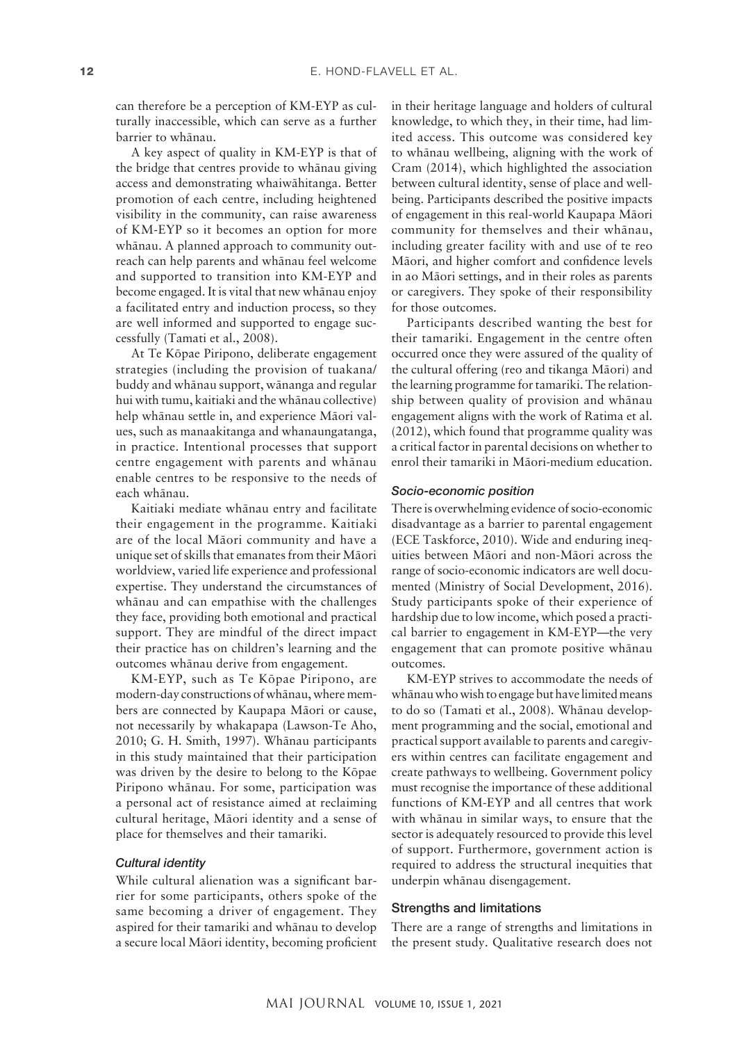can therefore be a perception of KM-EYP as culturally inaccessible, which can serve as a further barrier to whānau.

A key aspect of quality in KM-EYP is that of the bridge that centres provide to whānau giving access and demonstrating whaiwāhitanga. Better promotion of each centre, including heightened visibility in the community, can raise awareness of KM-EYP so it becomes an option for more whānau. A planned approach to community outreach can help parents and whānau feel welcome and supported to transition into KM-EYP and become engaged. It is vital that new whānau enjoy a facilitated entry and induction process, so they are well informed and supported to engage successfully (Tamati et al., 2008).

At Te Kōpae Piripono, deliberate engagement strategies (including the provision of tuakana/buddy and whānau support, wānanga and regular hui with tumu, kaitiaki and the whānau collective) help whānau settle in, and experience Māori values, such as manaakitanga and whanaungatanga, in practice. Intentional processes that support centre engagement with parents and whānau enable centres to be responsive to the needs of each whānau.

Kaitiaki mediate whānau entry and facilitate their engagement in the programme. Kaitiaki are of the local Māori community and have a unique set of skills that emanates from their Māori worldview, varied life experience and professional expertise. They understand the circumstances of whānau and can empathise with the challenges they face, providing both emotional and practical support. They are mindful of the direct impact their practice has on children's learning and the outcomes whānau derive from engagement.

KM-EYP, such as Te Kōpae Piripono, are modern-day constructions of whānau, where members are connected by Kaupapa Māori or cause, not necessarily by whakapapa (Lawson-Te Aho, 2010; G. H. Smith, 1997). Whānau participants in this study maintained that their participation was driven by the desire to belong to the Kōpae Piripono whānau. For some, participation was a personal act of resistance aimed at reclaiming cultural heritage, Māori identity and a sense of place for themselves and their tamariki.

#### *Cultural identity*

While cultural alienation was a significant barrier for some participants, others spoke of the same becoming a driver of engagement. They aspired for their tamariki and whānau to develop a secure local Māori identity, becoming proficient in their heritage language and holders of cultural knowledge, to which they, in their time, had limited access. This outcome was considered key to whānau wellbeing, aligning with the work of Cram (2014), which highlighted the association between cultural identity, sense of place and wellbeing. Participants described the positive impacts of engagement in this real-world Kaupapa Māori community for themselves and their whānau, including greater facility with and use of te reo Māori, and higher comfort and confidence levels in ao Māori settings, and in their roles as parents or caregivers. They spoke of their responsibility for those outcomes.

Participants described wanting the best for their tamariki. Engagement in the centre often occurred once they were assured of the quality of the cultural offering (reo and tikanga Māori) and the learning programme for tamariki. The relationship between quality of provision and whānau engagement aligns with the work of Ratima et al. (2012), which found that programme quality was a critical factor in parental decisions on whether to enrol their tamariki in Māori-medium education.

#### *Socio-economic position*

There is overwhelming evidence of socio-economic disadvantage as a barrier to parental engagement (ECE Taskforce, 2010). Wide and enduring inequities between Māori and non-Māori across the range of socio-economic indicators are well documented (Ministry of Social Development, 2016). Study participants spoke of their experience of hardship due to low income, which posed a practical barrier to engagement in KM-EYP—the very engagement that can promote positive whānau outcomes.

KM-EYP strives to accommodate the needs of whānau who wish to engage but have limited means to do so (Tamati et al., 2008). Whānau development programming and the social, emotional and practical support available to parents and caregivers within centres can facilitate engagement and create pathways to wellbeing. Government policy must recognise the importance of these additional functions of KM-EYP and all centres that work with whānau in similar ways, to ensure that the sector is adequately resourced to provide this level of support. Furthermore, government action is required to address the structural inequities that underpin whānau disengagement.

### Strengths and limitations

There are a range of strengths and limitations in the present study. Qualitative research does not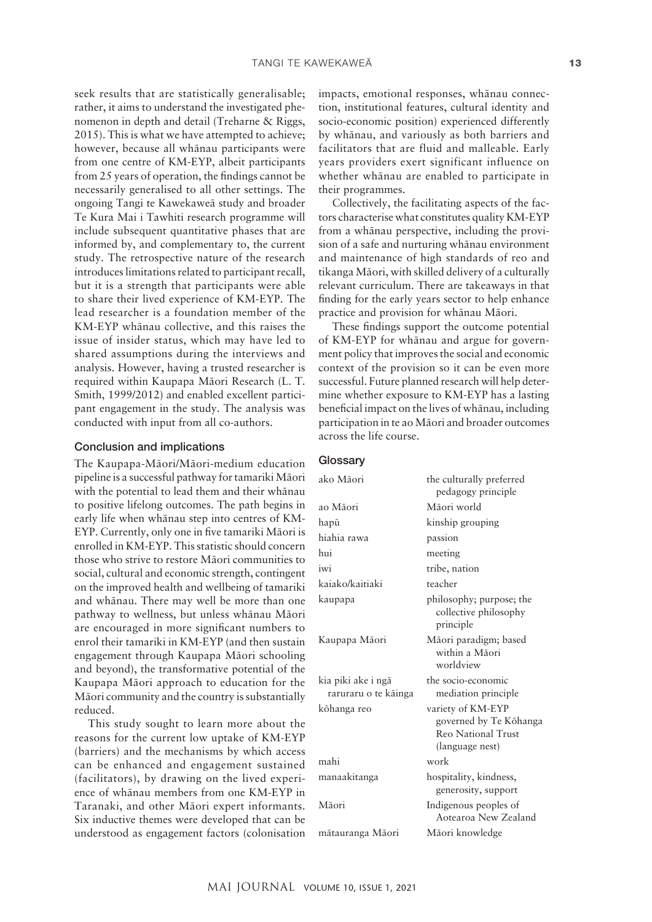seek results that are statistically generalisable; rather, it aims to understand the investigated phenomenon in depth and detail (Treharne & Riggs, 2015). This is what we have attempted to achieve; however, because all whānau participants were from one centre of KM-EYP, albeit participants from 25 years of operation, the findings cannot be necessarily generalised to all other settings. The ongoing Tangi te Kawekaweā study and broader Te Kura Mai i Tawhiti research programme will include subsequent quantitative phases that are informed by, and complementary to, the current study. The retrospective nature of the research introduces limitations related to participant recall, but it is a strength that participants were able to share their lived experience of KM-EYP. The lead researcher is a foundation member of the KM-EYP whānau collective, and this raises the issue of insider status, which may have led to shared assumptions during the interviews and analysis. However, having a trusted researcher is required within Kaupapa Māori Research (L. T. Smith, 1999/2012) and enabled excellent participant engagement in the study. The analysis was conducted with input from all co-authors.

### Conclusion and implications

The Kaupapa-Māori/Māori-medium education pipeline is a successful pathway for tamariki Māori with the potential to lead them and their whānau to positive lifelong outcomes. The path begins in early life when whānau step into centres of KM-EYP. Currently, only one in five tamariki Māori is enrolled in KM-EYP. This statistic should concern those who strive to restore Māori communities to social, cultural and economic strength, contingent on the improved health and wellbeing of tamariki and whānau. There may well be more than one pathway to wellness, but unless whānau Māori are encouraged in more significant numbers to enrol their tamariki in KM-EYP (and then sustain engagement through Kaupapa Māori schooling and beyond), the transformative potential of the Kaupapa Māori approach to education for the Māori community and the country is substantially reduced.

This study sought to learn more about the reasons for the current low uptake of KM-EYP (barriers) and the mechanisms by which access can be enhanced and engagement sustained (facilitators), by drawing on the lived experience of whānau members from one KM-EYP in Taranaki, and other Māori expert informants. Six inductive themes were developed that can be understood as engagement factors (colonisation impacts, emotional responses, whānau connection, institutional features, cultural identity and socio-economic position) experienced differently by whānau, and variously as both barriers and facilitators that are fluid and malleable. Early years providers exert significant influence on whether whānau are enabled to participate in their programmes.

Collectively, the facilitating aspects of the factors characterise what constitutes quality KM-EYP from a whānau perspective, including the provision of a safe and nurturing whānau environment and maintenance of high standards of reo and tikanga Māori, with skilled delivery of a culturally relevant curriculum. There are takeaways in that finding for the early years sector to help enhance practice and provision for whānau Māori.

These findings support the outcome potential of KM-EYP for whānau and argue for government policy that improves the social and economic context of the provision so it can be even more successful. Future planned research will help determine whether exposure to KM-EYP has a lasting beneficial impact on the lives of whānau, including participation in te ao Māori and broader outcomes across the life course.

### Glossary

| | |
|---|---|
| ako Māori | the culturally preferred pedagogy principle |
| ao Māori | Māori world |
| hapū | kinship grouping |
| hiahia rawa | passion |
| hui | meeting |
| iwi | tribe, nation |
| kaiako/kaitiaki | teacher |
| kaupapa | philosophy; purpose; the collective philosophy principle |
| Kaupapa Māori | Māori paradigm; based within a Māori worldview |
| kia piki ake i ngā raruraru o te kāinga | the socio-economic mediation principle |
| kōhanga reo | variety of KM-EYP governed by Te Kōhanga Reo National Trust (language nest) |
| mahi | work |
| manaakitanga | hospitality, kindness, generosity, support |
| Māori | Indigenous peoples of Aotearoa New Zealand |
| mātauranga Māori | Māori knowledge |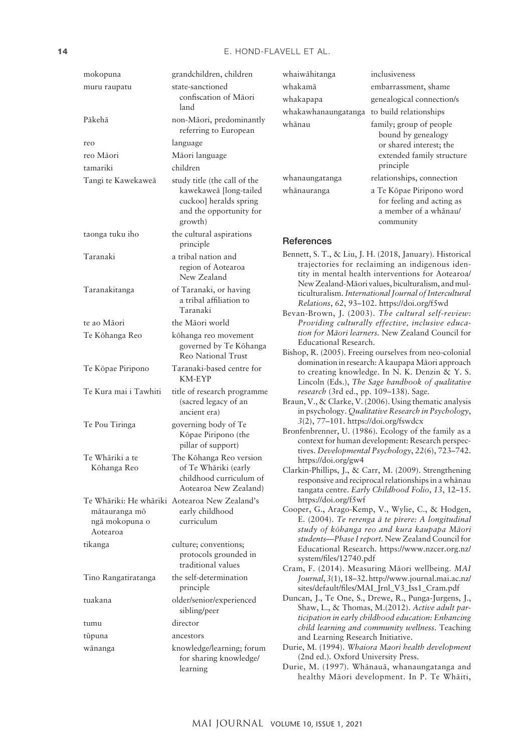| | |
|---|---|
| mokopuna | grandchildren, children |
| muru raupatu | state-sanctioned confiscation of Māori land |
| Pākehā | non-Māori, predominantly referring to European |
| reo | language |
| reo Māori | Māori language |
| tamariki | children |
| Tangi te Kawekaweā | study title (the call of the kawekaweā [long-tailed cuckoo] heralds spring and the opportunity for growth) |
| taonga tuku iho | the cultural aspirations principle |
| Taranaki | a tribal nation and region of Aotearoa New Zealand |
| Taranakitanga | of Taranaki, or having a tribal affiliation to Taranaki |
| te ao Māori | the Māori world |
| Te Kōhanga Reo | kōhanga reo movement governed by Te Kōhanga Reo National Trust |
| Te Kōpae Piripono | Taranaki-based centre for KM-EYP |
| Te Kura mai i Tawhiti | title of research programme (sacred legacy of an ancient era) |
| Te Pou Tiringa | governing body of Te Kōpae Piripono (the pillar of support) |
| Te Whāriki a te Kōhanga Reo | The Kōhanga Reo version of Te Whāriki (early childhood curriculum of Aotearoa New Zealand) |
| Te Whāriki: He whāriki mātauranga mō ngā mokopuna o Aotearoa | Aotearoa New Zealand's early childhood curriculum |
| tikanga | culture; conventions; protocols grounded in traditional values |
| Tino Rangatiratanga | the self-determination principle |
| tuakana | older/senior/experienced sibling/peer |
| tumu | director |
| tūpuna | ancestors |
| wānanga | knowledge/learning; forum for sharing knowledge/learning |
| whaiwāhitanga | inclusiveness |
| whakamā | embarrassment, shame |
| whakapapa | genealogical connection/s |
| whakawhanaungatanga | to build relationships |
| whānau | family; group of people bound by genealogy or shared interest; the extended family structure principle |
| whanaungatanga | relationships, connection |
| whānauranga | a Te Kōpae Piripono word for feeling and acting as a member of a whānau/community |

## References

Bennett, S. T., & Liu, J. H. (2018, January). Historical trajectories for reclaiming an indigenous identity in mental health interventions for Aotearoa/New Zealand-Māori values, biculturalism, and multiculturalism. *International Journal of Intercultural Relations*, *62*, 93–102. https://doi.org/f5wd

Bevan-Brown, J. (2003). *The cultural self-review: Providing culturally effective, inclusive education for Māori learners.* New Zealand Council for Educational Research.

Bishop, R. (2005). Freeing ourselves from neo-colonial domination in research: A kaupapa Māori approach to creating knowledge. In N. K. Denzin & Y. S. Lincoln (Eds.), *The Sage handbook of qualitative research* (3rd ed., pp. 109–138). Sage.

Braun, V., & Clarke, V. (2006). Using thematic analysis in psychology. *Qualitative Research in Psychology*, *3*(2), 77–101. https://doi.org/fswdcx

Bronfenbrenner, U. (1986). Ecology of the family as a context for human development: Research perspectives. *Developmental Psychology*, *22*(6), 723–742. https://doi.org/gw4

Clarkin-Phillips, J., & Carr, M. (2009). Strengthening responsive and reciprocal relationships in a whānau tangata centre. *Early Childhood Folio*, *13*, 12–15. https://doi.org/f5wf

Cooper, G., Arago-Kemp, V., Wylie, C., & Hodgen, E. (2004). *Te rerenga ā te pīrere: A longitudinal study of kōhanga reo and kura kaupapa Māori students—Phase I report.* New Zealand Council for Educational Research. https://www.nzcer.org.nz/system/files/12740.pdf

Cram, F. (2014). Measuring Māori wellbeing. *MAI Journal*, *3*(1), 18–32. http://www.journal.mai.ac.nz/sites/default/files/MAI_Jrnl_V3_Iss1_Cram.pdf

Duncan, J., Te One, S., Drewe, R., Punga-Jurgens, J., Shaw, L., & Thomas, M.(2012). *Active adult participation in early childhood education: Enhancing child learning and community wellness.* Teaching and Learning Research Initiative.

Durie, M. (1994). *Whaiora Maori health development* (2nd ed.). Oxford University Press.

Durie, M. (1997). Whānauā, whanaungatanga and healthy Māori development. In P. Te Whāiti,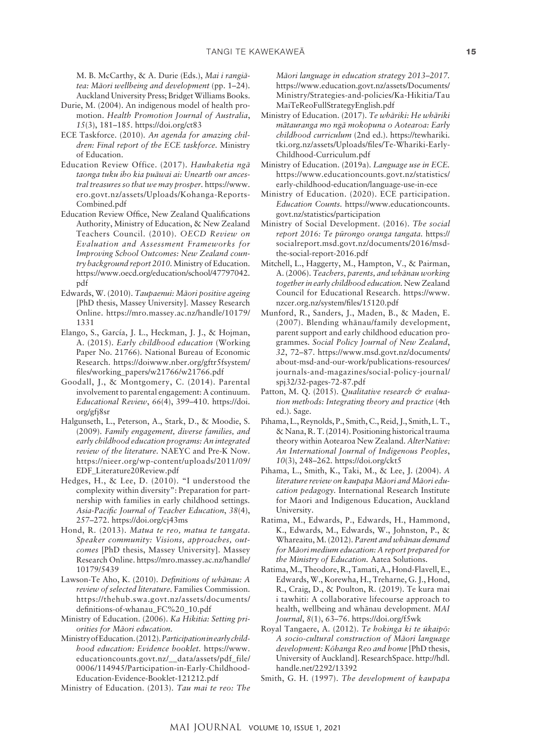M. B. McCarthy, & A. Durie (Eds.), *Mai i rangiātea: Māori wellbeing and development* (pp. 1–24). Auckland University Press; Bridget Williams Books.

Durie, M. (2004). An indigenous model of health promotion. *Health Promotion Journal of Australia*, *15*(3), 181–185. https://doi.org/ct83

ECE Taskforce. (2010). *An agenda for amazing children: Final report of the ECE taskforce*. Ministry of Education.

Education Review Office. (2017). *Hauhaketia ngā taonga tuku iho kia puāwai ai: Unearth our ancestral treasures so that we may prosper*. https://www.ero.govt.nz/assets/Uploads/Kohanga-Reports-Combined.pdf

Education Review Office, New Zealand Qualifications Authority, Ministry of Education, & New Zealand Teachers Council. (2010). *OECD Review on Evaluation and Assessment Frameworks for Improving School Outcomes: New Zealand country background report 2010*. Ministry of Education. https://www.oecd.org/education/school/47797042.pdf

Edwards, W. (2010). *Taupaenui: Māori positive ageing* [PhD thesis, Massey University]. Massey Research Online. https://mro.massey.ac.nz/handle/10179/1331

Elango, S., García, J. L., Heckman, J. J., & Hojman, A. (2015). *Early childhood education* (Working Paper No. 21766). National Bureau of Economic Research. https://doiwww.nber.org/gftr5fsystem/files/working_papers/w21766/w21766.pdf

Goodall, J., & Montgomery, C. (2014). Parental involvement to parental engagement: A continuum. *Educational Review*, *66*(4), 399–410. https://doi.org/gfj8sr

Halgunseth, L., Peterson, A., Stark, D., & Moodie, S. (2009). *Family engagement, diverse families, and early childhood education programs: An integrated review of the literature*. NAEYC and Pre-K Now. https://nieer.org/wp-content/uploads/2011/09/EDF_Literature20Review.pdf

Hedges, H., & Lee, D. (2010). "I understood the complexity within diversity": Preparation for partnership with families in early childhood settings. *Asia-Pacific Journal of Teacher Education*, *38*(4), 257–272. https://doi.org/cj43ms

Hond, R. (2013). *Matua te reo, matua te tangata. Speaker community: Visions, approaches, outcomes* [PhD thesis, Massey University]. Massey Research Online. https://mro.massey.ac.nz/handle/10179/5439

Lawson-Te Aho, K. (2010). *Definitions of whānau: A review of selected literature*. Families Commission. https://thehub.swa.govt.nz/assets/documents/definitions-of-whanau_FC%20_10.pdf

Ministry of Education. (2006). *Ka Hikitia: Setting priorities for Māori education*.

Ministry of Education. (2012). *Participation in early childhood education: Evidence booklet*. https://www.educationcounts.govt.nz/__data/assets/pdf_file/0006/114945/Participation-in-Early-Childhood-Education-Evidence-Booklet-121212.pdf

Ministry of Education. (2013). *Tau mai te reo: The Māori language in education strategy 2013–2017*. https://www.education.govt.nz/assets/Documents/Ministry/Strategies-and-policies/Ka-Hikitia/TauMaiTeReoFullStrategyEnglish.pdf

Ministry of Education. (2017). *Te whāriki: He whāriki mātauranga mo ngā mokopuna o Aotearoa: Early childhood curriculum* (2nd ed.). https://tewhariki.tki.org.nz/assets/Uploads/files/Te-Whariki-Early-Childhood-Curriculum.pdf

Ministry of Education. (2019a). *Language use in ECE*. https://www.educationcounts.govt.nz/statistics/early-childhood-education/language-use-in-ece

Ministry of Education. (2020). ECE participation. *Education Counts*. https://www.educationcounts.govt.nz/statistics/participation

Ministry of Social Development. (2016). *The social report 2016: Te pūrongo oranga tangata*. https://socialreport.msd.govt.nz/documents/2016/msd-the-social-report-2016.pdf

Mitchell, L., Haggerty, M., Hampton, V., & Pairman, A. (2006). *Teachers, parents, and whānau working together in early childhood education*. New Zealand Council for Educational Research. https://www.nzcer.org.nz/system/files/15120.pdf

Munford, R., Sanders, J., Maden, B., & Maden, E. (2007). Blending whānau/family development, parent support and early childhood education programmes. *Social Policy Journal of New Zealand*, *32*, 72–87. https://www.msd.govt.nz/documents/about-msd-and-our-work/publications-resources/journals-and-magazines/social-policy-journal/spj32/32-pages-72-87.pdf

Patton, M. Q. (2015). *Qualitative research & evaluation methods: Integrating theory and practice* (4th ed.). Sage.

Pihama, L., Reynolds, P., Smith, C., Reid, J., Smith, L. T., & Nana, R. T. (2014). Positioning historical trauma theory within Aotearoa New Zealand. *AlterNative: An International Journal of Indigenous Peoples*, *10*(3), 248–262. https://doi.org/ckt5

Pihama, L., Smith, K., Taki, M., & Lee, J. (2004). *A literature review on kaupapa Māori and Māori education pedagogy*. International Research Institute for Maori and Indigenous Education, Auckland University.

Ratima, M., Edwards, P., Edwards, H., Hammond, K., Edwards, M., Edwards, W., Johnston, P., & Whareaitu, M. (2012). *Parent and whānau demand for Māori medium education: A report prepared for the Ministry of Education*. Aatea Solutions.

Ratima, M., Theodore, R., Tamati, A., Hond-Flavell, E., Edwards, W., Korewha, H., Treharne, G. J., Hond, R., Craig, D., & Poulton, R. (2019). Te kura mai i tawhiti: A collaborative lifecourse approach to health, wellbeing and whānau development. *MAI Journal*, *8*(1), 63–76. https://doi.org/f5wk

Royal Tangaere, A. (2012). *Te hokinga ki te ūkaipō: A socio-cultural construction of Māori language development: Kōhanga Reo and home* [PhD thesis, University of Auckland]. ResearchSpace. http://hdl.handle.net/2292/13392

Smith, G. H. (1997). *The development of kaupapa*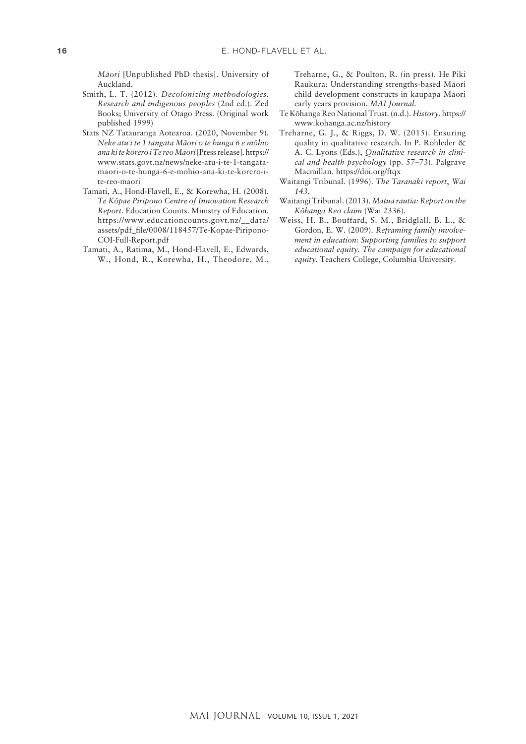*Māori* [Unpublished PhD thesis]. University of Auckland.

Smith, L. T. (2012). *Decolonizing methodologies. Research and indigenous peoples* (2nd ed.). Zed Books; University of Otago Press. (Original work published 1999)

Stats NZ Tatauranga Aotearoa. (2020, November 9). *Neke atu i te 1 tangata Māori o te hunga 6 e mōhio ana ki te kōrero i Te reo Māori* [Press release]. https://www.stats.govt.nz/news/neke-atu-i-te-1-tangata-maori-o-te-hunga-6-e-mohio-ana-ki-te-korero-i-te-reo-maori

Tamati, A., Hond-Flavell, E., & Korewha, H. (2008). *Te Kōpae Piripono Centre of Innovation Research Report*. Education Counts. Ministry of Education. https://www.educationcounts.govt.nz/__data/assets/pdf_file/0008/118457/Te-Kopae-Piripono-COI-Full-Report.pdf

Tamati, A., Ratima, M., Hond-Flavell, E., Edwards, W., Hond, R., Korewha, H., Theodore, M., Treharne, G., & Poulton, R. (in press). He Piki Raukura: Understanding strengths-based Māori child development constructs in kaupapa Māori early years provision. *MAI Journal*.

Te Kōhanga Reo National Trust. (n.d.). *History*. https://www.kohanga.ac.nz/history

Treharne, G. J., & Riggs, D. W. (2015). Ensuring quality in qualitative research. In P. Rohleder & A. C. Lyons (Eds.), *Qualitative research in clinical and health psychology* (pp. 57–73). Palgrave Macmillan. https://doi.org/ftqx

Waitangi Tribunal. (1996). *The Taranaki report*, *Wai 143*.

Waitangi Tribunal. (2013). *Matua rautia: Report on the Kōhanga Reo claim* (Wai 2336).

Weiss, H. B., Bouffard, S. M., Bridglall, B. L., & Gordon, E. W. (2009). *Reframing family involvement in education: Supporting families to support educational equity. The campaign for educational equity*. Teachers College, Columbia University.